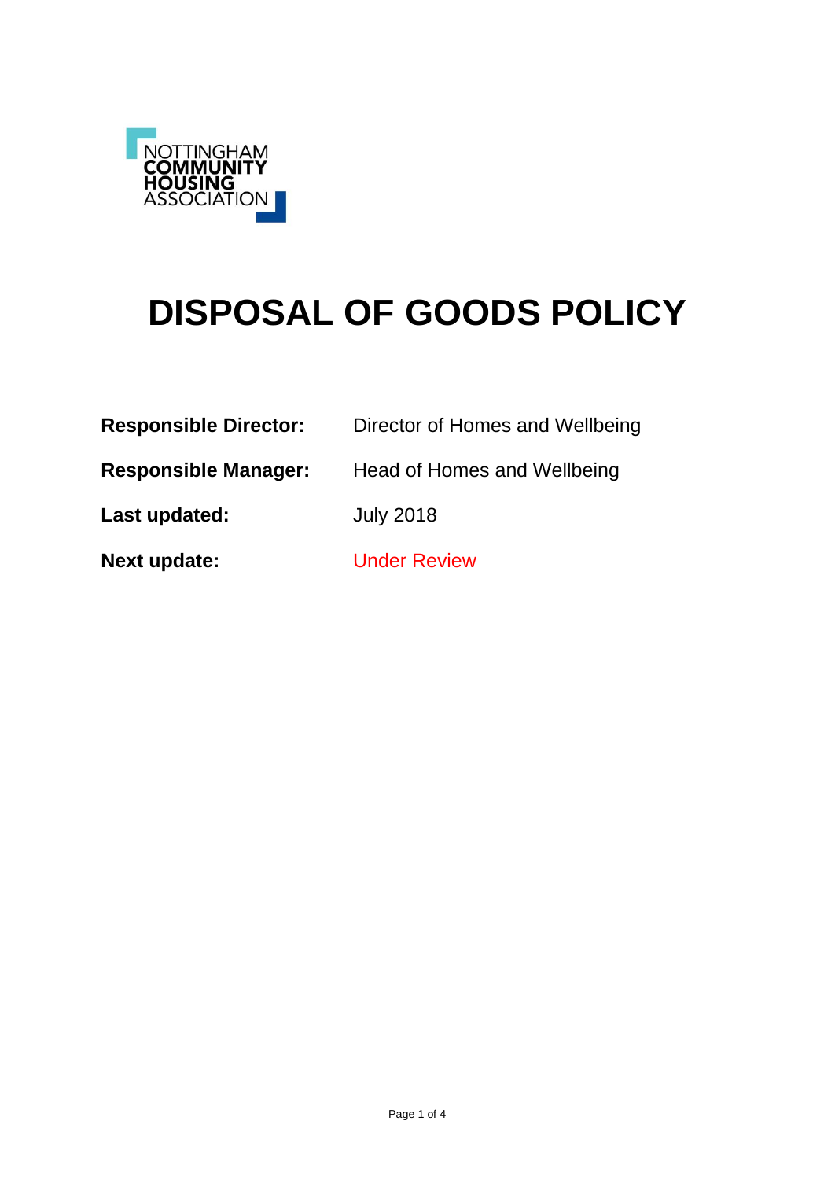NOTTINGHAM COMMUNITY HOUSING ASSOCIATION

# DISPOSAL OF GOODS POLICY

| | |
|---|---|
| **Responsible Director:** | Director of Homes and Wellbeing |
| **Responsible Manager:** | Head of Homes and Wellbeing |
| **Last updated:** | July 2018 |
| **Next update:** | Under Review |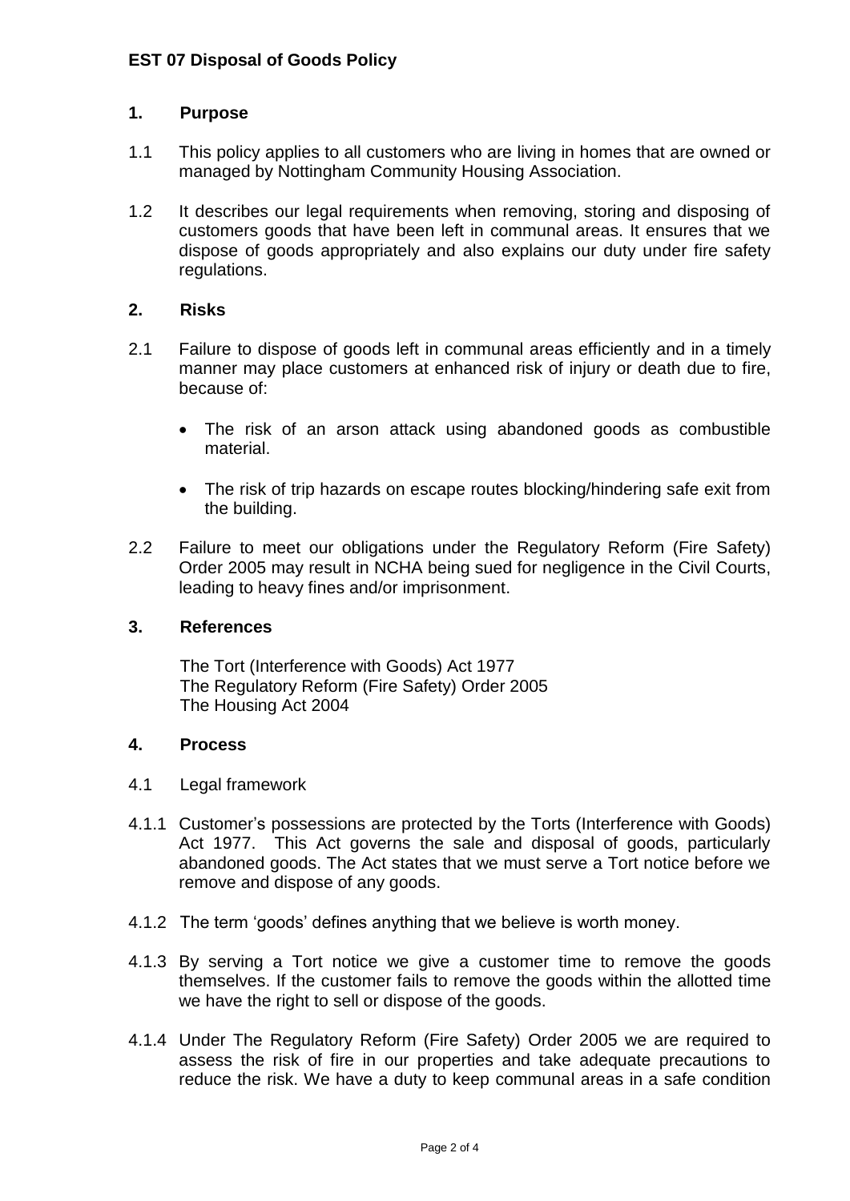**EST 07 Disposal of Goods Policy**

## 1. Purpose

1.1 This policy applies to all customers who are living in homes that are owned or managed by Nottingham Community Housing Association.

1.2 It describes our legal requirements when removing, storing and disposing of customers goods that have been left in communal areas. It ensures that we dispose of goods appropriately and also explains our duty under fire safety regulations.

## 2. Risks

2.1 Failure to dispose of goods left in communal areas efficiently and in a timely manner may place customers at enhanced risk of injury or death due to fire, because of:

- The risk of an arson attack using abandoned goods as combustible material.
- The risk of trip hazards on escape routes blocking/hindering safe exit from the building.

2.2 Failure to meet our obligations under the Regulatory Reform (Fire Safety) Order 2005 may result in NCHA being sued for negligence in the Civil Courts, leading to heavy fines and/or imprisonment.

## 3. References

The Tort (Interference with Goods) Act 1977
The Regulatory Reform (Fire Safety) Order 2005
The Housing Act 2004

## 4. Process

4.1 Legal framework

4.1.1 Customer's possessions are protected by the Torts (Interference with Goods) Act 1977. This Act governs the sale and disposal of goods, particularly abandoned goods. The Act states that we must serve a Tort notice before we remove and dispose of any goods.

4.1.2 The term 'goods' defines anything that we believe is worth money.

4.1.3 By serving a Tort notice we give a customer time to remove the goods themselves. If the customer fails to remove the goods within the allotted time we have the right to sell or dispose of the goods.

4.1.4 Under The Regulatory Reform (Fire Safety) Order 2005 we are required to assess the risk of fire in our properties and take adequate precautions to reduce the risk. We have a duty to keep communal areas in a safe condition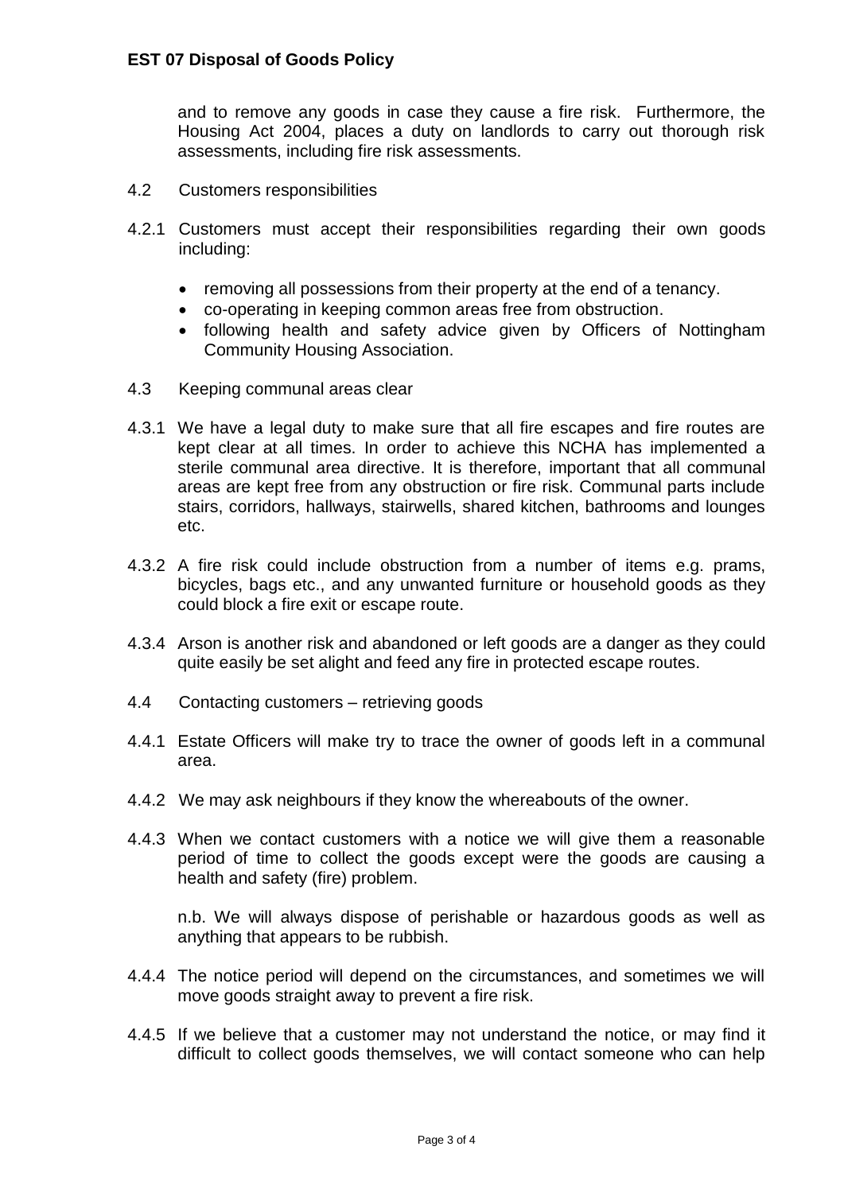and to remove any goods in case they cause a fire risk. Furthermore, the Housing Act 2004, places a duty on landlords to carry out thorough risk assessments, including fire risk assessments.

4.2 Customers responsibilities

4.2.1 Customers must accept their responsibilities regarding their own goods including:

- removing all possessions from their property at the end of a tenancy.
- co-operating in keeping common areas free from obstruction.
- following health and safety advice given by Officers of Nottingham Community Housing Association.

4.3 Keeping communal areas clear

4.3.1 We have a legal duty to make sure that all fire escapes and fire routes are kept clear at all times. In order to achieve this NCHA has implemented a sterile communal area directive. It is therefore, important that all communal areas are kept free from any obstruction or fire risk. Communal parts include stairs, corridors, hallways, stairwells, shared kitchen, bathrooms and lounges etc.

4.3.2 A fire risk could include obstruction from a number of items e.g. prams, bicycles, bags etc., and any unwanted furniture or household goods as they could block a fire exit or escape route.

4.3.4 Arson is another risk and abandoned or left goods are a danger as they could quite easily be set alight and feed any fire in protected escape routes.

4.4 Contacting customers – retrieving goods

4.4.1 Estate Officers will make try to trace the owner of goods left in a communal area.

4.4.2 We may ask neighbours if they know the whereabouts of the owner.

4.4.3 When we contact customers with a notice we will give them a reasonable period of time to collect the goods except were the goods are causing a health and safety (fire) problem.

n.b. We will always dispose of perishable or hazardous goods as well as anything that appears to be rubbish.

4.4.4 The notice period will depend on the circumstances, and sometimes we will move goods straight away to prevent a fire risk.

4.4.5 If we believe that a customer may not understand the notice, or may find it difficult to collect goods themselves, we will contact someone who can help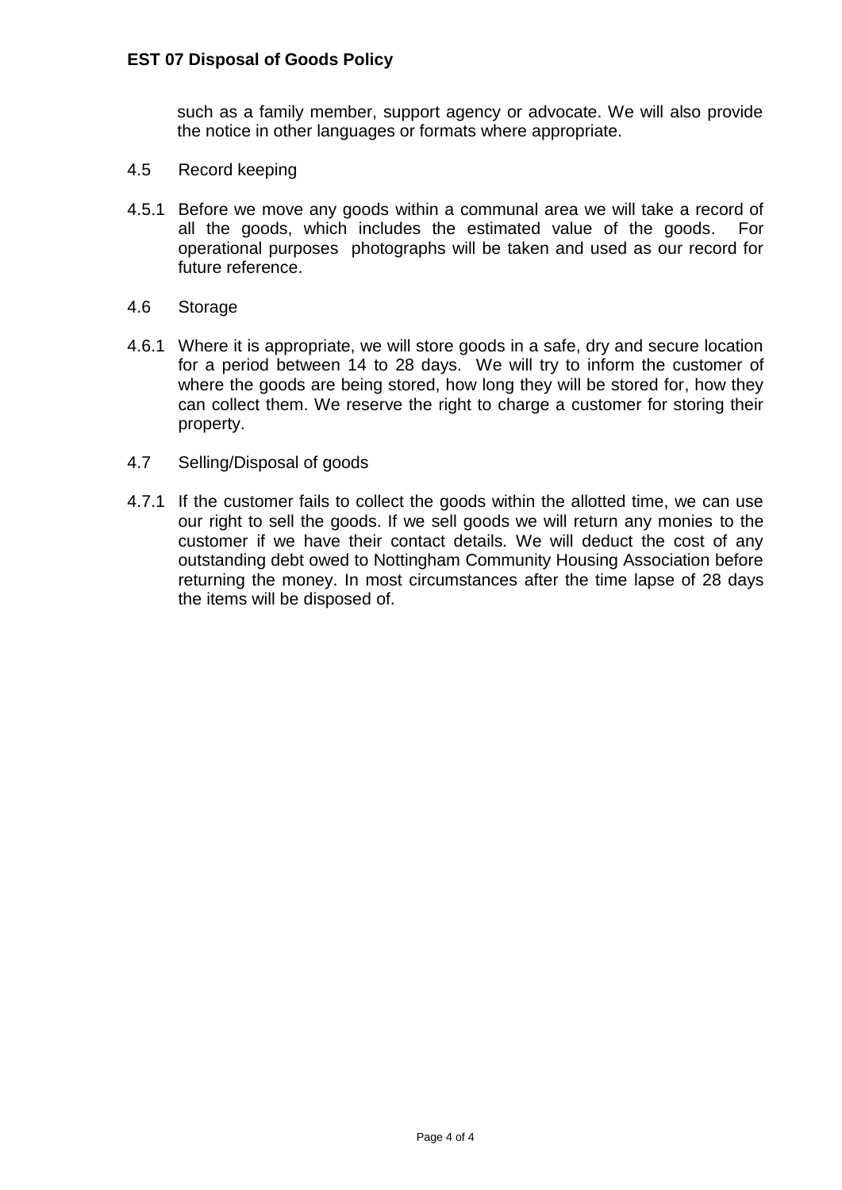such as a family member, support agency or advocate. We will also provide the notice in other languages or formats where appropriate.

4.5 Record keeping

4.5.1 Before we move any goods within a communal area we will take a record of all the goods, which includes the estimated value of the goods. For operational purposes photographs will be taken and used as our record for future reference.

4.6 Storage

4.6.1 Where it is appropriate, we will store goods in a safe, dry and secure location for a period between 14 to 28 days. We will try to inform the customer of where the goods are being stored, how long they will be stored for, how they can collect them. We reserve the right to charge a customer for storing their property.

4.7 Selling/Disposal of goods

4.7.1 If the customer fails to collect the goods within the allotted time, we can use our right to sell the goods. If we sell goods we will return any monies to the customer if we have their contact details. We will deduct the cost of any outstanding debt owed to Nottingham Community Housing Association before returning the money. In most circumstances after the time lapse of 28 days the items will be disposed of.